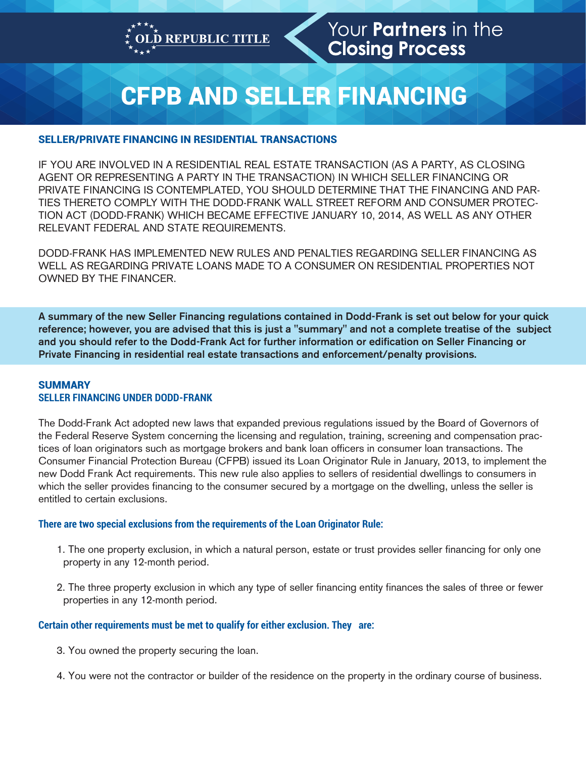OLD REPUBLIC TITLE

Your **Partners** in the **Closing Process**

# CFPB AND SELLER FINANCING

## SELLER/PRIVATE FINANCING IN RESIDENTIAL TRANSACTIONS

IF YOU ARE INVOLVED IN A RESIDENTIAL REAL ESTATE TRANSACTION (AS A PARTY, AS CLOSING AGENT OR REPRESENTING A PARTY IN THE TRANSACTION) IN WHICH SELLER FINANCING OR PRIVATE FINANCING IS CONTEMPLATED, YOU SHOULD DETERMINE THAT THE FINANCING AND PARTIES THERETO COMPLY WITH THE DODD-FRANK WALL STREET REFORM AND CONSUMER PROTECTION ACT (DODD-FRANK) WHICH BECAME EFFECTIVE JANUARY 10, 2014, AS WELL AS ANY OTHER RELEVANT FEDERAL AND STATE REQUIREMENTS.

DODD-FRANK HAS IMPLEMENTED NEW RULES AND PENALTIES REGARDING SELLER FINANCING AS WELL AS REGARDING PRIVATE LOANS MADE TO A CONSUMER ON RESIDENTIAL PROPERTIES NOT OWNED BY THE FINANCER.

**A summary of the new Seller Financing regulations contained in Dodd-Frank is set out below for your quick reference; however, you are advised that this is just a "summary" and not a complete treatise of the subject and you should refer to the Dodd-Frank Act for further information or edification on Seller Financing or Private Financing in residential real estate transactions and enforcement/penalty provisions.**

## SUMMARY
### SELLER FINANCING UNDER DODD-FRANK

The Dodd-Frank Act adopted new laws that expanded previous regulations issued by the Board of Governors of the Federal Reserve System concerning the licensing and regulation, training, screening and compensation practices of loan originators such as mortgage brokers and bank loan officers in consumer loan transactions. The Consumer Financial Protection Bureau (CFPB) issued its Loan Originator Rule in January, 2013, to implement the new Dodd Frank Act requirements. This new rule also applies to sellers of residential dwellings to consumers in which the seller provides financing to the consumer secured by a mortgage on the dwelling, unless the seller is entitled to certain exclusions.

**There are two special exclusions from the requirements of the Loan Originator Rule:**

1. The one property exclusion, in which a natural person, estate or trust provides seller financing for only one property in any 12-month period.

2. The three property exclusion in which any type of seller financing entity finances the sales of three or fewer properties in any 12-month period.

**Certain other requirements must be met to qualify for either exclusion. They are:**

3. You owned the property securing the loan.

4. You were not the contractor or builder of the residence on the property in the ordinary course of business.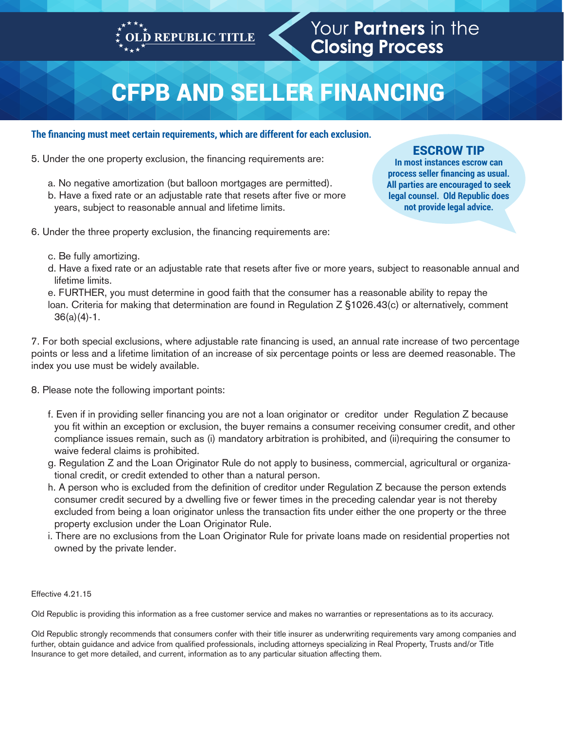# CFPB AND SELLER FINANCING

**The financing must meet certain requirements, which are different for each exclusion.**

5. Under the one property exclusion, the financing requirements are:

   a. No negative amortization (but balloon mortgages are permitted).
   b. Have a fixed rate or an adjustable rate that resets after five or more years, subject to reasonable annual and lifetime limits.

**ESCROW TIP**

**In most instances escrow can process seller financing as usual. All parties are encouraged to seek legal counsel. Old Republic does not provide legal advice.**

6. Under the three property exclusion, the financing requirements are:

   c. Be fully amortizing.
   d. Have a fixed rate or an adjustable rate that resets after five or more years, subject to reasonable annual and lifetime limits.
   e. FURTHER, you must determine in good faith that the consumer has a reasonable ability to repay the loan. Criteria for making that determination are found in Regulation Z §1026.43(c) or alternatively, comment 36(a)(4)-1.

7. For both special exclusions, where adjustable rate financing is used, an annual rate increase of two percentage points or less and a lifetime limitation of an increase of six percentage points or less are deemed reasonable. The index you use must be widely available.

8. Please note the following important points:

   f. Even if in providing seller financing you are not a loan originator or creditor under Regulation Z because you fit within an exception or exclusion, the buyer remains a consumer receiving consumer credit, and other compliance issues remain, such as (i) mandatory arbitration is prohibited, and (ii)requiring the consumer to waive federal claims is prohibited.
   g. Regulation Z and the Loan Originator Rule do not apply to business, commercial, agricultural or organizational credit, or credit extended to other than a natural person.
   h. A person who is excluded from the definition of creditor under Regulation Z because the person extends consumer credit secured by a dwelling five or fewer times in the preceding calendar year is not thereby excluded from being a loan originator unless the transaction fits under either the one property or the three property exclusion under the Loan Originator Rule.
   i. There are no exclusions from the Loan Originator Rule for private loans made on residential properties not owned by the private lender.

Effective 4.21.15

Old Republic is providing this information as a free customer service and makes no warranties or representations as to its accuracy.

Old Republic strongly recommends that consumers confer with their title insurer as underwriting requirements vary among companies and further, obtain guidance and advice from qualified professionals, including attorneys specializing in Real Property, Trusts and/or Title Insurance to get more detailed, and current, information as to any particular situation affecting them.